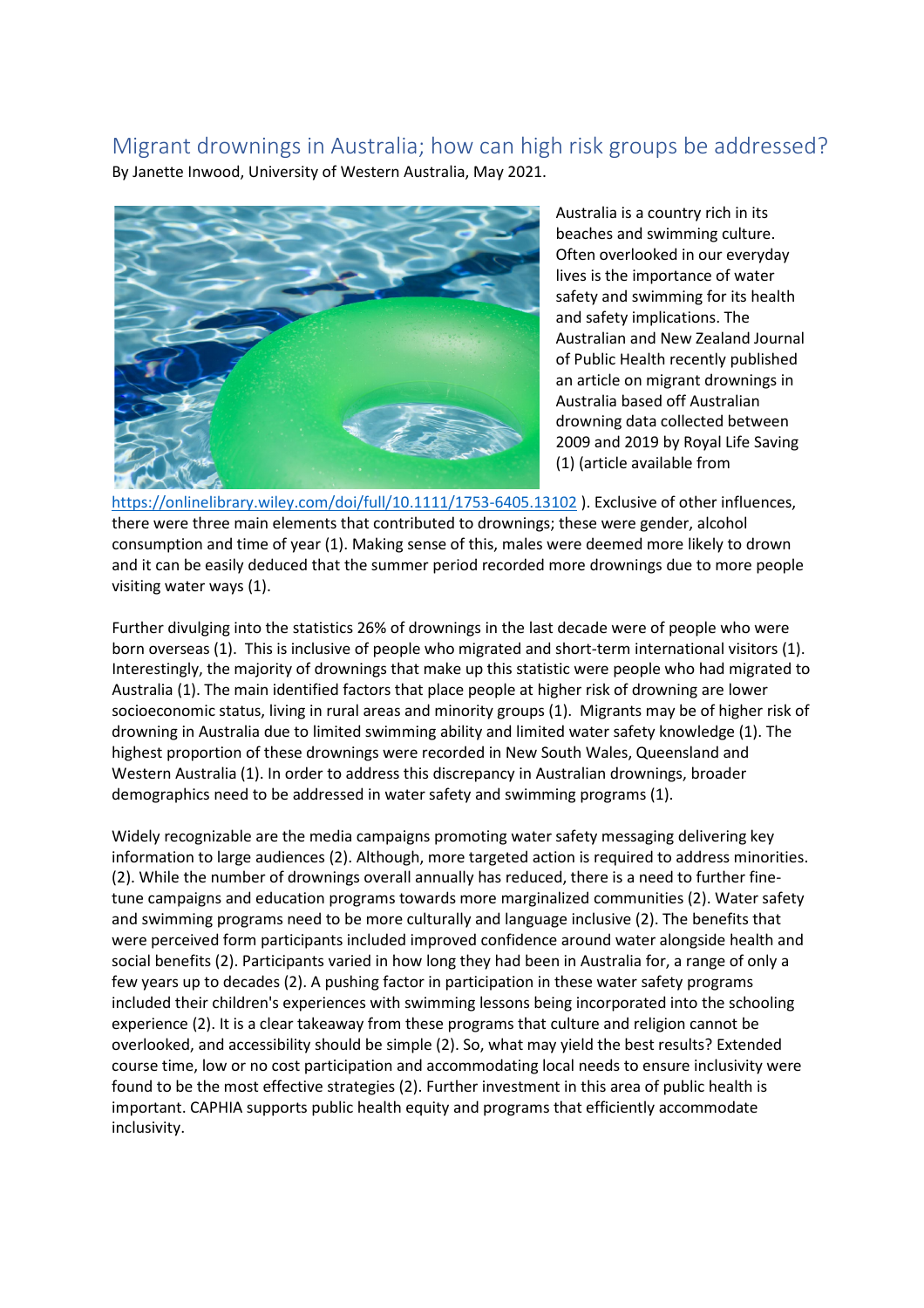# Migrant drownings in Australia; how can high risk groups be addressed?

By Janette Inwood, University of Western Australia, May 2021.

Australia is a country rich in its beaches and swimming culture. Often overlooked in our everyday lives is the importance of water safety and swimming for its health and safety implications. The Australian and New Zealand Journal of Public Health recently published an article on migrant drownings in Australia based off Australian drowning data collected between 2009 and 2019 by Royal Life Saving (1) (article available from https://onlinelibrary.wiley.com/doi/full/10.1111/1753-6405.13102 ). Exclusive of other influences, there were three main elements that contributed to drownings; these were gender, alcohol consumption and time of year (1). Making sense of this, males were deemed more likely to drown and it can be easily deduced that the summer period recorded more drownings due to more people visiting water ways (1).

Further divulging into the statistics 26% of drownings in the last decade were of people who were born overseas (1). This is inclusive of people who migrated and short-term international visitors (1). Interestingly, the majority of drownings that make up this statistic were people who had migrated to Australia (1). The main identified factors that place people at higher risk of drowning are lower socioeconomic status, living in rural areas and minority groups (1). Migrants may be of higher risk of drowning in Australia due to limited swimming ability and limited water safety knowledge (1). The highest proportion of these drownings were recorded in New South Wales, Queensland and Western Australia (1). In order to address this discrepancy in Australian drownings, broader demographics need to be addressed in water safety and swimming programs (1).

Widely recognizable are the media campaigns promoting water safety messaging delivering key information to large audiences (2). Although, more targeted action is required to address minorities. (2). While the number of drownings overall annually has reduced, there is a need to further fine-tune campaigns and education programs towards more marginalized communities (2). Water safety and swimming programs need to be more culturally and language inclusive (2). The benefits that were perceived form participants included improved confidence around water alongside health and social benefits (2). Participants varied in how long they had been in Australia for, a range of only a few years up to decades (2). A pushing factor in participation in these water safety programs included their children's experiences with swimming lessons being incorporated into the schooling experience (2). It is a clear takeaway from these programs that culture and religion cannot be overlooked, and accessibility should be simple (2). So, what may yield the best results? Extended course time, low or no cost participation and accommodating local needs to ensure inclusivity were found to be the most effective strategies (2). Further investment in this area of public health is important. CAPHIA supports public health equity and programs that efficiently accommodate inclusivity.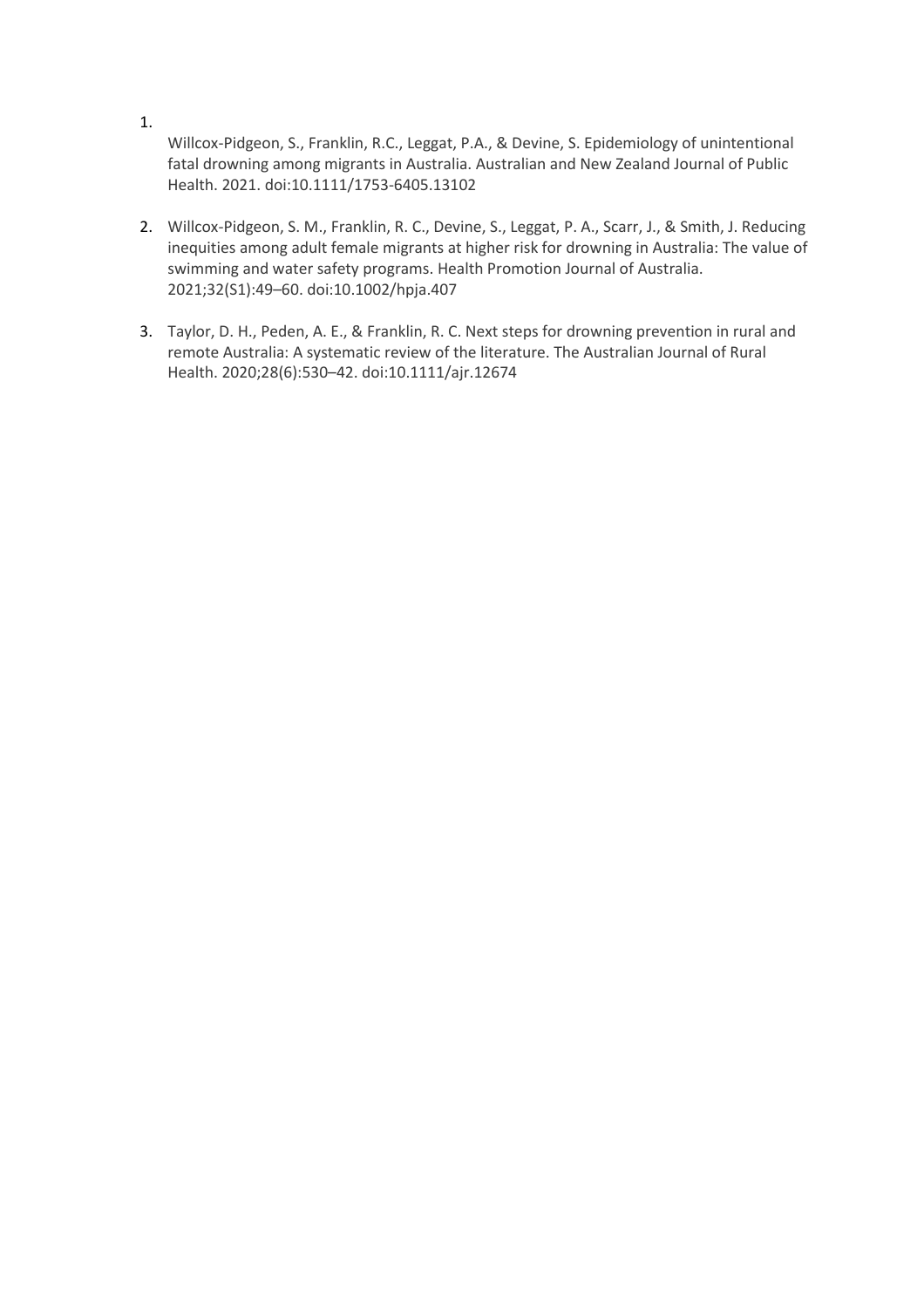1. Willcox-Pidgeon, S., Franklin, R.C., Leggat, P.A., & Devine, S. Epidemiology of unintentional fatal drowning among migrants in Australia. Australian and New Zealand Journal of Public Health. 2021. doi:10.1111/1753-6405.13102

2. Willcox-Pidgeon, S. M., Franklin, R. C., Devine, S., Leggat, P. A., Scarr, J., & Smith, J. Reducing inequities among adult female migrants at higher risk for drowning in Australia: The value of swimming and water safety programs. Health Promotion Journal of Australia. 2021;32(S1):49–60. doi:10.1002/hpja.407

3. Taylor, D. H., Peden, A. E., & Franklin, R. C. Next steps for drowning prevention in rural and remote Australia: A systematic review of the literature. The Australian Journal of Rural Health. 2020;28(6):530–42. doi:10.1111/ajr.12674